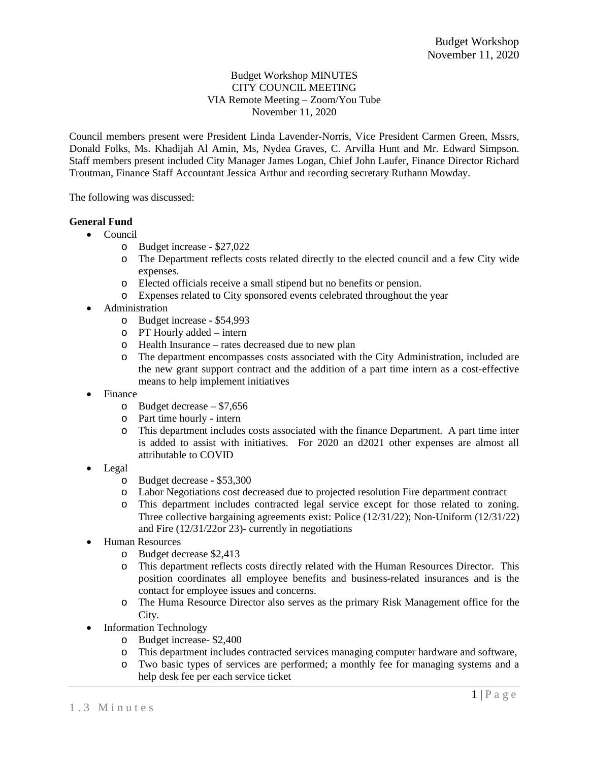Budget Workshop MINUTES
CITY COUNCIL MEETING
VIA Remote Meeting – Zoom/You Tube
November 11, 2020

Council members present were President Linda Lavender-Norris, Vice President Carmen Green, Mssrs, Donald Folks, Ms. Khadijah Al Amin, Ms, Nydea Graves, C. Arvilla Hunt and Mr. Edward Simpson. Staff members present included City Manager James Logan, Chief John Laufer, Finance Director Richard Troutman, Finance Staff Accountant Jessica Arthur and recording secretary Ruthann Mowday.

The following was discussed:

**General Fund**

- Council
  - Budget increase - $27,022
  - The Department reflects costs related directly to the elected council and a few City wide expenses.
  - Elected officials receive a small stipend but no benefits or pension.
  - Expenses related to City sponsored events celebrated throughout the year
- Administration
  - Budget increase - $54,993
  - PT Hourly added – intern
  - Health Insurance – rates decreased due to new plan
  - The department encompasses costs associated with the City Administration, included are the new grant support contract and the addition of a part time intern as a cost-effective means to help implement initiatives
- Finance
  - Budget decrease – $7,656
  - Part time hourly - intern
  - This department includes costs associated with the finance Department. A part time inter is added to assist with initiatives. For 2020 an d2021 other expenses are almost all attributable to COVID
- Legal
  - Budget decrease - $53,300
  - Labor Negotiations cost decreased due to projected resolution Fire department contract
  - This department includes contracted legal service except for those related to zoning. Three collective bargaining agreements exist: Police (12/31/22); Non-Uniform (12/31/22) and Fire (12/31/22or 23)- currently in negotiations
- Human Resources
  - Budget decrease $2,413
  - This department reflects costs directly related with the Human Resources Director. This position coordinates all employee benefits and business-related insurances and is the contact for employee issues and concerns.
  - The Huma Resource Director also serves as the primary Risk Management office for the City.
- Information Technology
  - Budget increase- $2,400
  - This department includes contracted services managing computer hardware and software,
  - Two basic types of services are performed; a monthly fee for managing systems and a help desk fee per each service ticket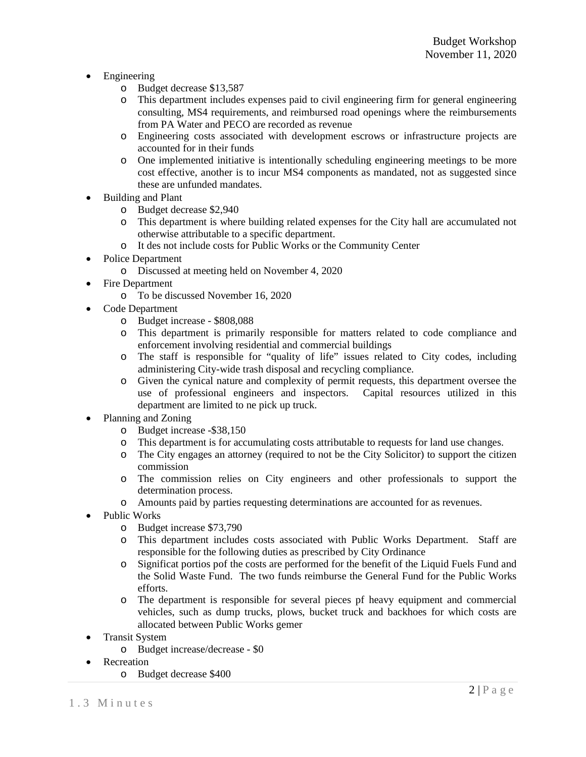- Engineering
  - Budget decrease $13,587
  - This department includes expenses paid to civil engineering firm for general engineering consulting, MS4 requirements, and reimbursed road openings where the reimbursements from PA Water and PECO are recorded as revenue
  - Engineering costs associated with development escrows or infrastructure projects are accounted for in their funds
  - One implemented initiative is intentionally scheduling engineering meetings to be more cost effective, another is to incur MS4 components as mandated, not as suggested since these are unfunded mandates.
- Building and Plant
  - Budget decrease $2,940
  - This department is where building related expenses for the City hall are accumulated not otherwise attributable to a specific department.
  - It des not include costs for Public Works or the Community Center
- Police Department
  - Discussed at meeting held on November 4, 2020
- Fire Department
  - To be discussed November 16, 2020
- Code Department
  - Budget increase - $808,088
  - This department is primarily responsible for matters related to code compliance and enforcement involving residential and commercial buildings
  - The staff is responsible for "quality of life" issues related to City codes, including administering City-wide trash disposal and recycling compliance.
  - Given the cynical nature and complexity of permit requests, this department oversee the use of professional engineers and inspectors. Capital resources utilized in this department are limited to ne pick up truck.
- Planning and Zoning
  - Budget increase -$38,150
  - This department is for accumulating costs attributable to requests for land use changes.
  - The City engages an attorney (required to not be the City Solicitor) to support the citizen commission
  - The commission relies on City engineers and other professionals to support the determination process.
  - Amounts paid by parties requesting determinations are accounted for as revenues.
- Public Works
  - Budget increase $73,790
  - This department includes costs associated with Public Works Department. Staff are responsible for the following duties as prescribed by City Ordinance
  - Significat portios pof the costs are performed for the benefit of the Liquid Fuels Fund and the Solid Waste Fund. The two funds reimburse the General Fund for the Public Works efforts.
  - The department is responsible for several pieces pf heavy equipment and commercial vehicles, such as dump trucks, plows, bucket truck and backhoes for which costs are allocated between Public Works gemer
- Transit System
  - Budget increase/decrease - $0
- Recreation
  - Budget decrease $400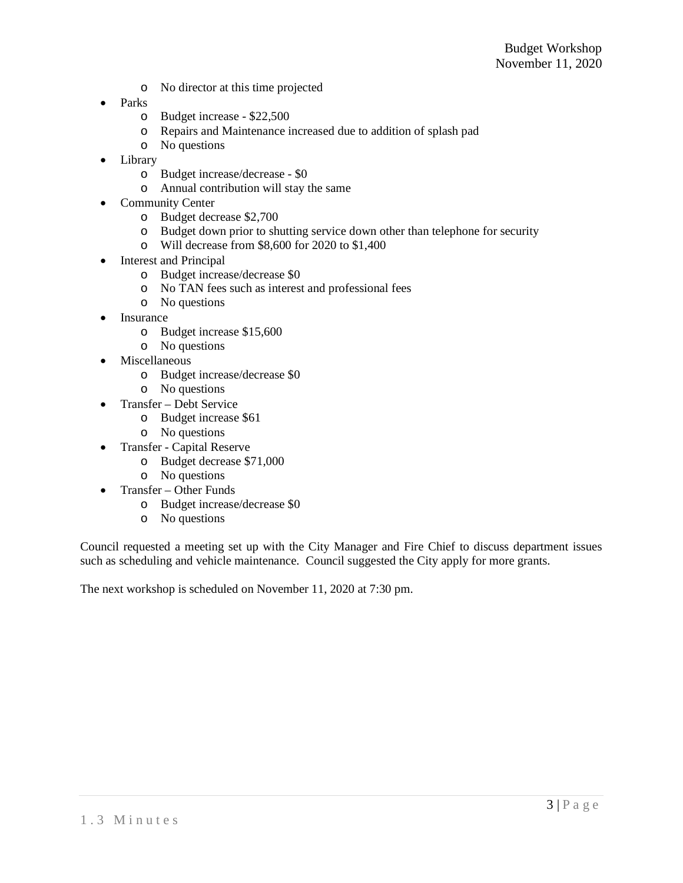- No director at this time projected
- Parks
    - Budget increase - $22,500
    - Repairs and Maintenance increased due to addition of splash pad
    - No questions
- Library
    - Budget increase/decrease - $0
    - Annual contribution will stay the same
- Community Center
    - Budget decrease $2,700
    - Budget down prior to shutting service down other than telephone for security
    - Will decrease from $8,600 for 2020 to $1,400
- Interest and Principal
    - Budget increase/decrease $0
    - No TAN fees such as interest and professional fees
    - No questions
- Insurance
    - Budget increase $15,600
    - No questions
- Miscellaneous
    - Budget increase/decrease $0
    - No questions
- Transfer – Debt Service
    - Budget increase $61
    - No questions
- Transfer - Capital Reserve
    - Budget decrease $71,000
    - No questions
- Transfer – Other Funds
    - Budget increase/decrease $0
    - No questions

Council requested a meeting set up with the City Manager and Fire Chief to discuss department issues such as scheduling and vehicle maintenance. Council suggested the City apply for more grants.

The next workshop is scheduled on November 11, 2020 at 7:30 pm.